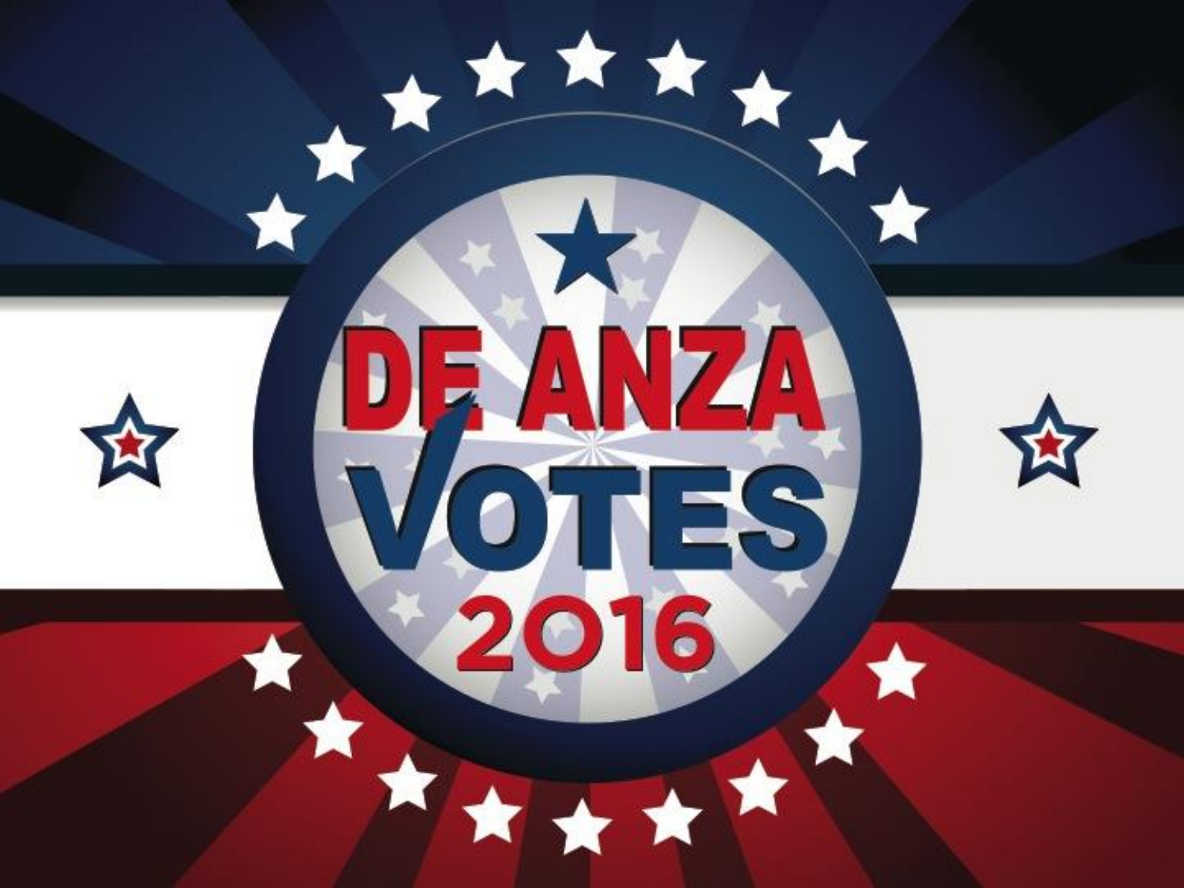# DE ANZA VOTES 2016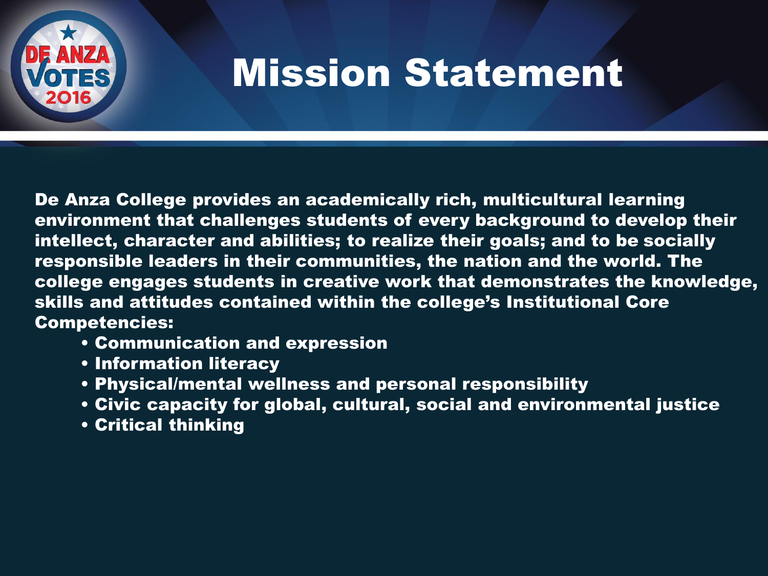# Mission Statement

**De Anza College provides an academically rich, multicultural learning environment that challenges students of every background to develop their intellect, character and abilities; to realize their goals; and to be socially responsible leaders in their communities, the nation and the world. The college engages students in creative work that demonstrates the knowledge, skills and attitudes contained within the college's Institutional Core Competencies:**

- **Communication and expression**
- **Information literacy**
- **Physical/mental wellness and personal responsibility**
- **Civic capacity for global, cultural, social and environmental justice**
- **Critical thinking**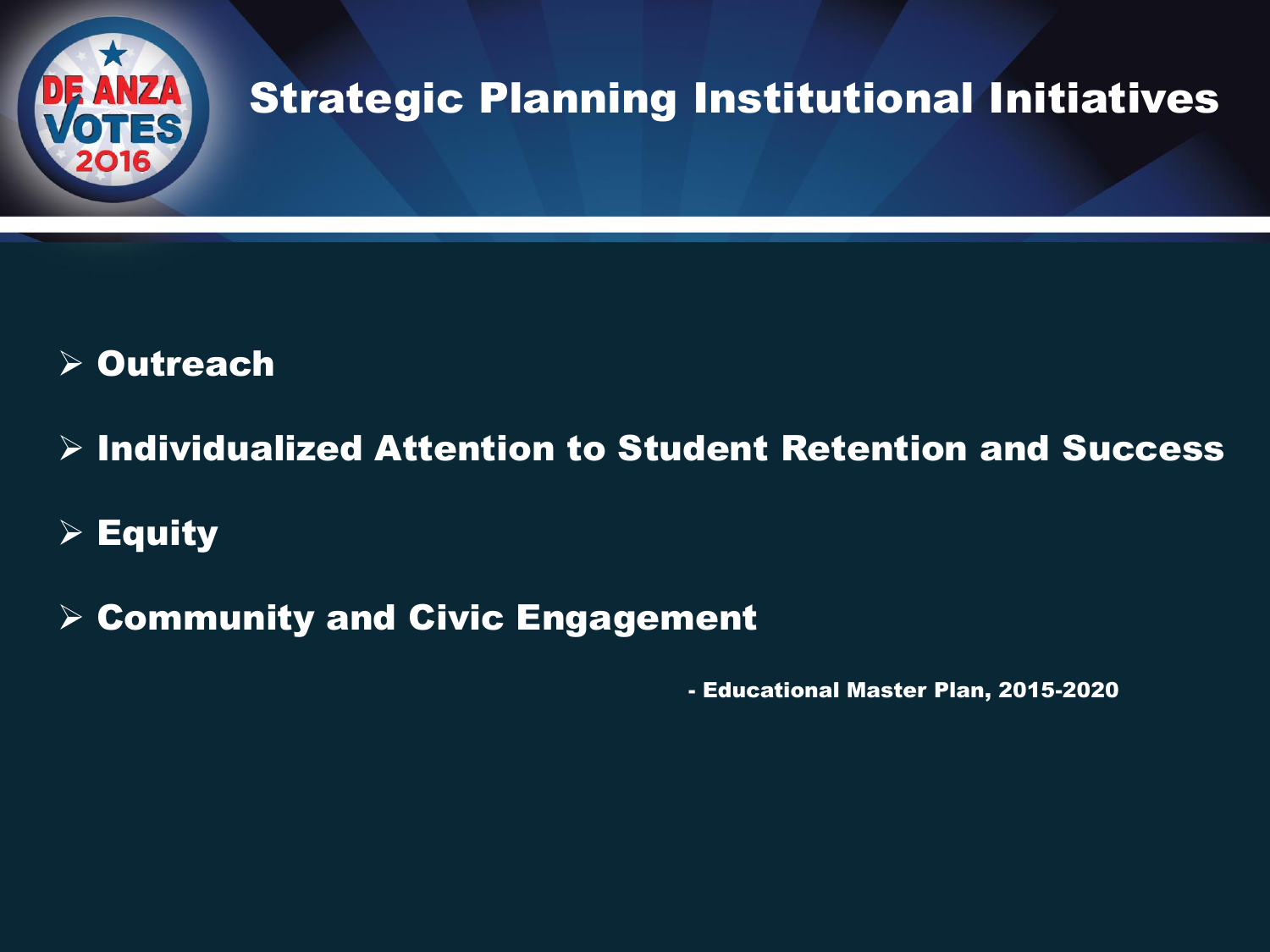# Strategic Planning Institutional Initiatives

- **Outreach**
- **Individualized Attention to Student Retention and Success**
- **Equity**
- **Community and Civic Engagement**

**- Educational Master Plan, 2015-2020**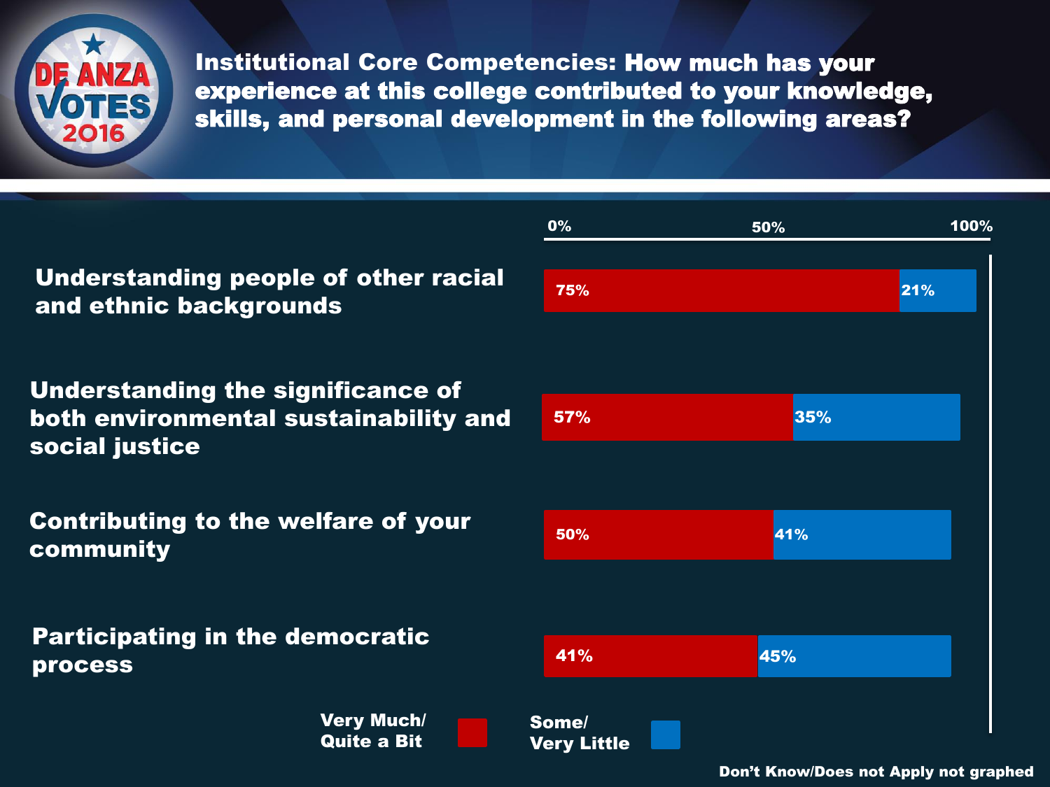# Institutional Core Competencies: How much has your experience at this college contributed to your knowledge, skills, and personal development in the following areas?

| Area | Very Much/ Quite a Bit | Some/ Very Little |
| --- | --- | --- |
| Understanding people of other racial and ethnic backgrounds | 75% | 21% |
| Understanding the significance of both environmental sustainability and social justice | 57% | 35% |
| Contributing to the welfare of your community | 50% | 41% |
| Participating in the democratic process | 41% | 45% |

Don't Know/Does not Apply not graphed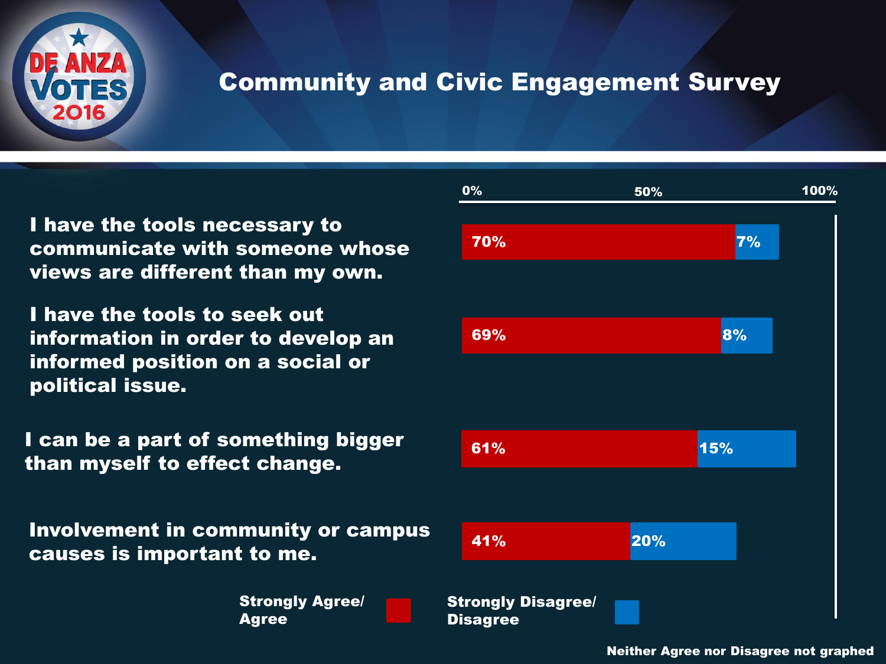DE ANZA VOTES 2016

# Community and Civic Engagement Survey

| Statement | Strongly Agree/ Agree | Strongly Disagree/ Disagree |
| --- | --- | --- |
| I have the tools necessary to communicate with someone whose views are different than my own. | 70% | 7% |
| I have the tools to seek out information in order to develop an informed position on a social or political issue. | 69% | 8% |
| I can be a part of something bigger than myself to effect change. | 61% | 15% |
| Involvement in community or campus causes is important to me. | 41% | 20% |

Neither Agree nor Disagree not graphed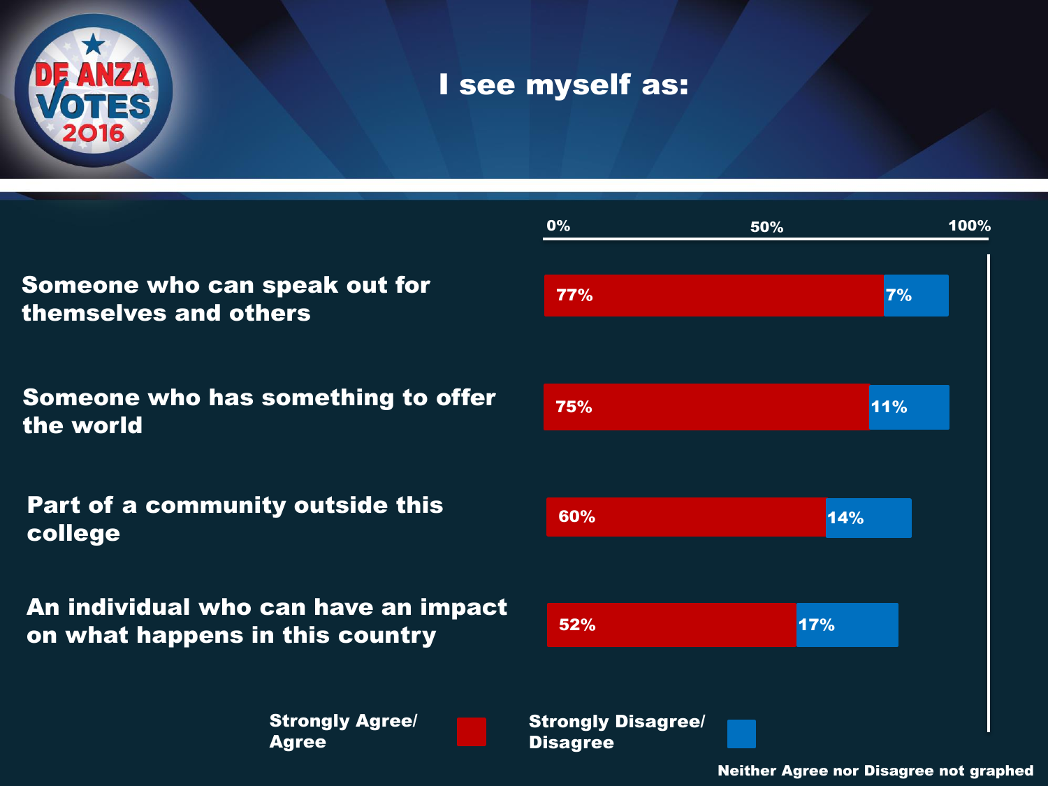# I see myself as:

| | Strongly Agree/ Agree | Strongly Disagree/ Disagree |
|---|---|---|
| Someone who can speak out for themselves and others | 77% | 7% |
| Someone who has something to offer the world | 75% | 11% |
| Part of a community outside this college | 60% | 14% |
| An individual who can have an impact on what happens in this country | 52% | 17% |

Neither Agree nor Disagree not graphed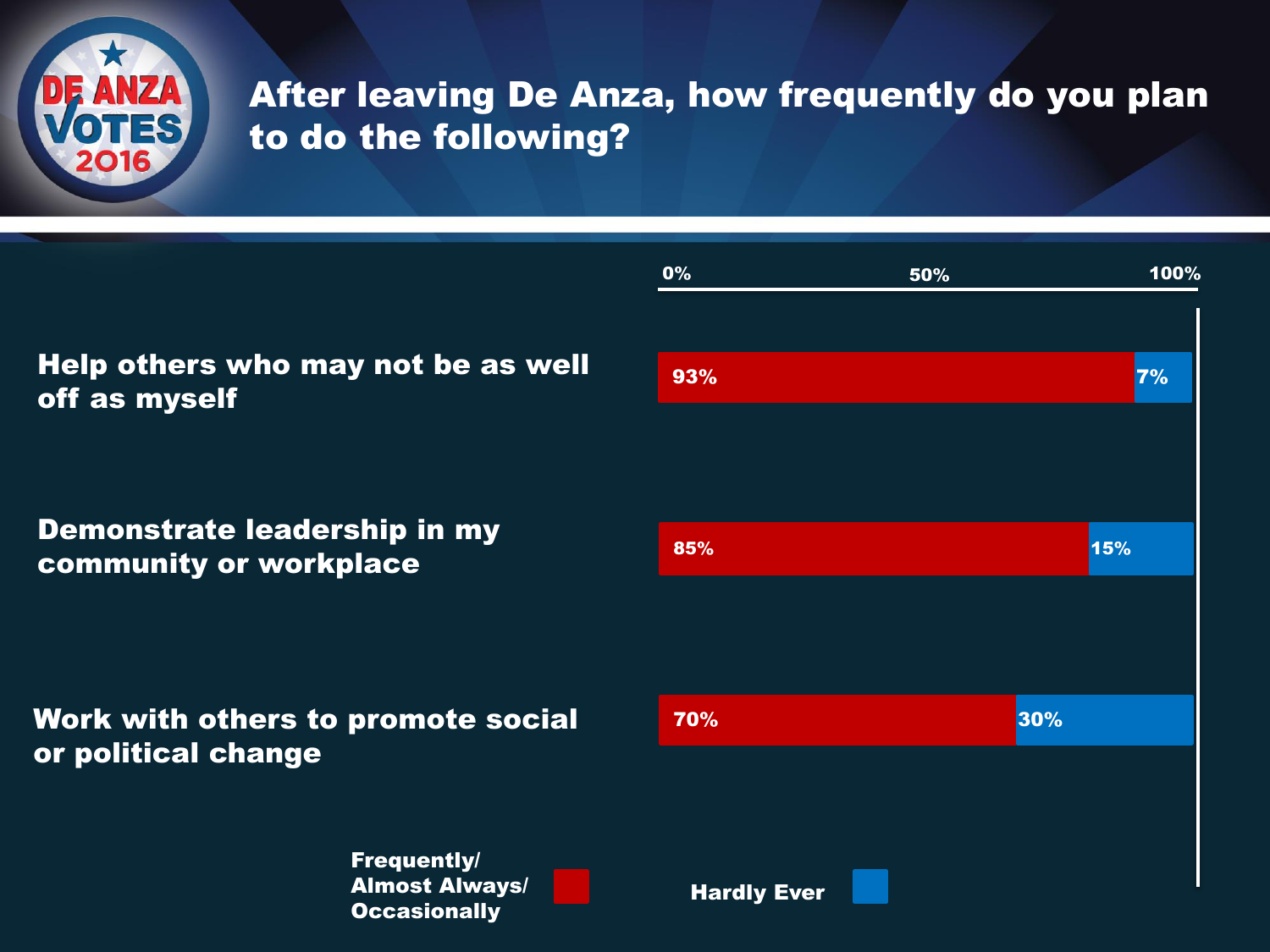# After leaving De Anza, how frequently do you plan to do the following?

| | Frequently/ Almost Always/ Occasionally | Hardly Ever |
|---|---|---|
| Help others who may not be as well off as myself | 93% | 7% |
| Demonstrate leadership in my community or workplace | 85% | 15% |
| Work with others to promote social or political change | 70% | 30% |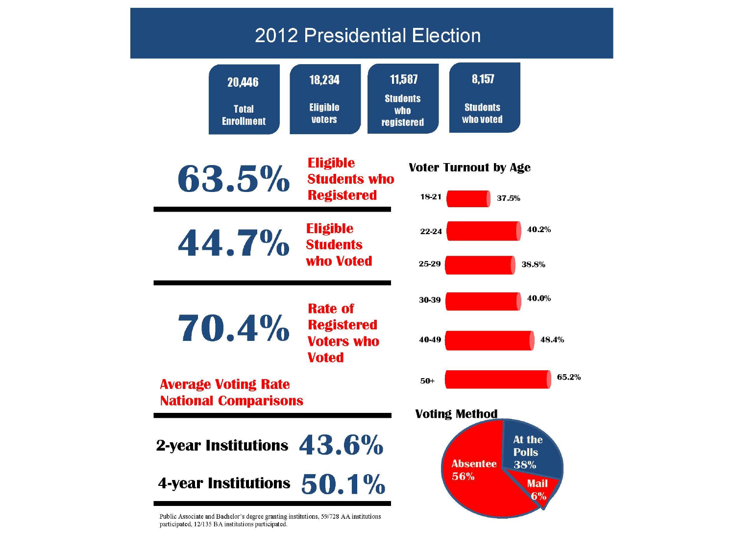# 2012 Presidential Election

| 20,446 | 18,234 | 11,587 | 8,157 |
| --- | --- | --- | --- |
| Total Enrollment | Eligible voters | Students who registered | Students who voted |

**63.5%** Eligible Students who Registered

**44.7%** Eligible Students who Voted

**70.4%** Rate of Registered Voters who Voted

**Average Voting Rate National Comparisons**

| | |
| --- | --- |
| 2-year Institutions | 43.6% |
| 4-year Institutions | 50.1% |

Public Associate and Bachelor's degree granting institutions, 59/728 AA institutions participated, 12/135 BA institutions participated.

**Voter Turnout by Age**

| Age | Turnout |
| --- | --- |
| 18-21 | 37.5% |
| 22-24 | 40.2% |
| 25-29 | 38.8% |
| 30-39 | 40.0% |
| 40-49 | 48.4% |
| 50+ | 65.2% |

**Voting Method**

| Method | Share |
| --- | --- |
| Absentee | 56% |
| At the Polls | 38% |
| Mail | 6% |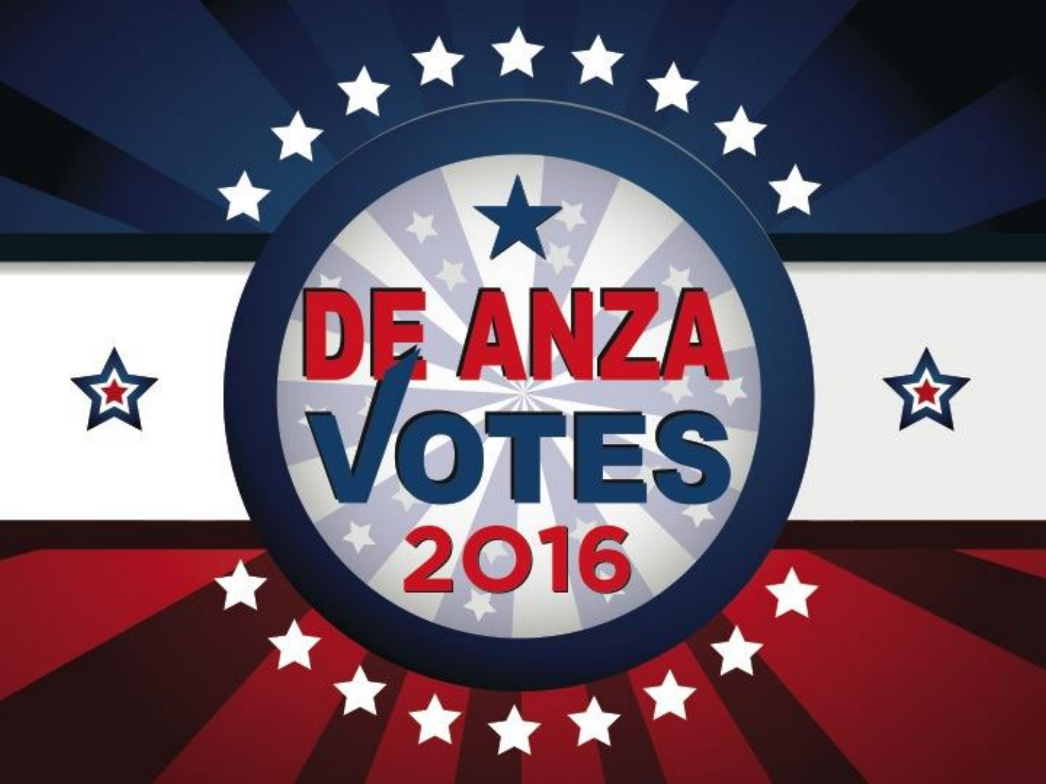# DE ANZA VOTES 2016